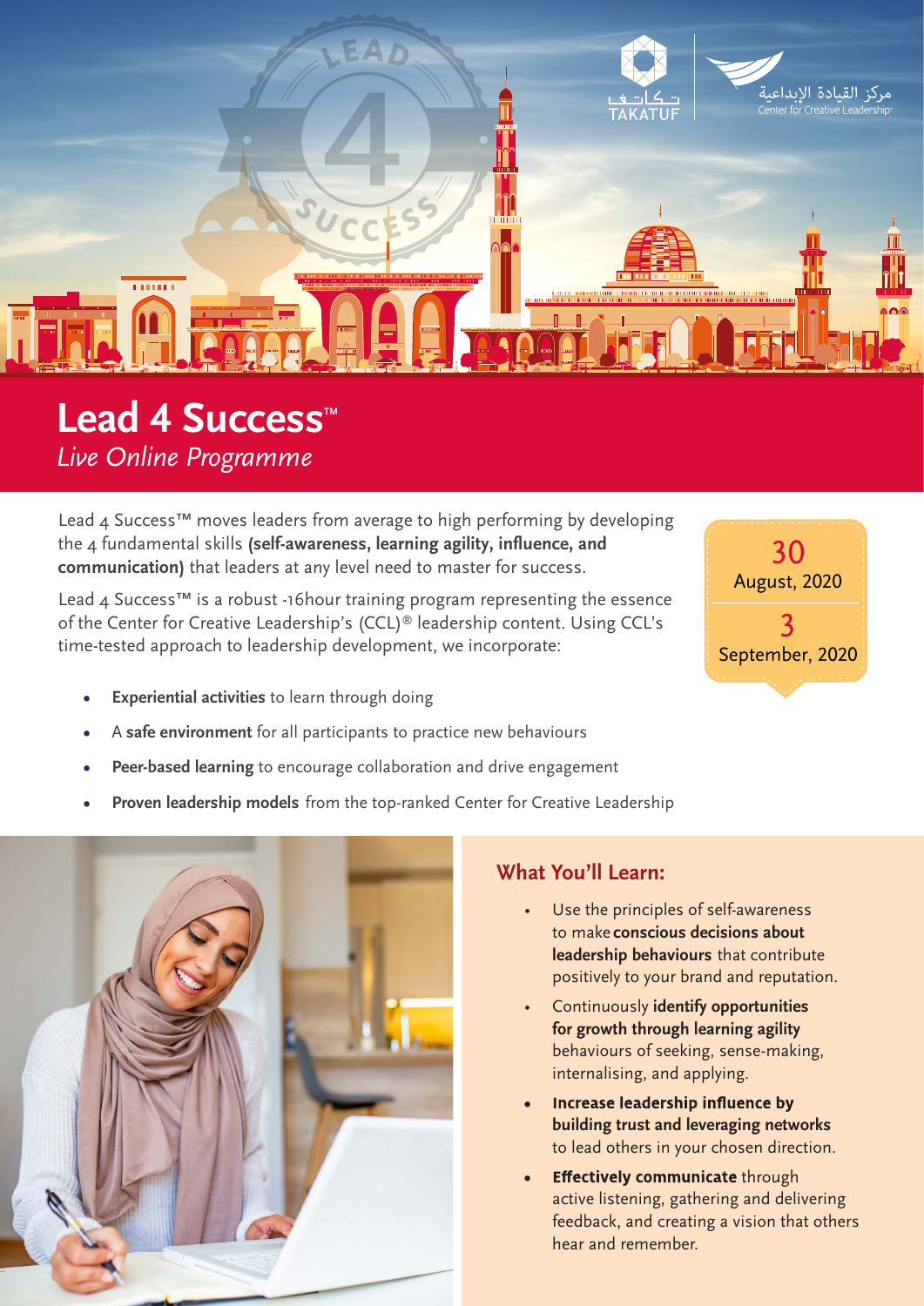TAKATUF

مركز القيادة الإبداعية
Center for Creative Leadership

# Lead 4 Success™

*Live Online Programme*

Lead 4 Success™ moves leaders from average to high performing by developing the 4 fundamental skills **(self-awareness, learning agility, influence, and communication)** that leaders at any level need to master for success.

Lead 4 Success™ is a robust -16hour training program representing the essence of the Center for Creative Leadership's (CCL)® leadership content. Using CCL's time-tested approach to leadership development, we incorporate:

30
August, 2020

3
September, 2020

- **Experiential activities** to learn through doing
- A **safe environment** for all participants to practice new behaviours
- **Peer-based learning** to encourage collaboration and drive engagement
- **Proven leadership models** from the top-ranked Center for Creative Leadership

## What You'll Learn:

- Use the principles of self-awareness to make **conscious decisions about leadership behaviours** that contribute positively to your brand and reputation.
- Continuously **identify opportunities for growth through learning agility** behaviours of seeking, sense-making, internalising, and applying.
- **Increase leadership influence by building trust and leveraging networks** to lead others in your chosen direction.
- **Effectively communicate** through active listening, gathering and delivering feedback, and creating a vision that others hear and remember.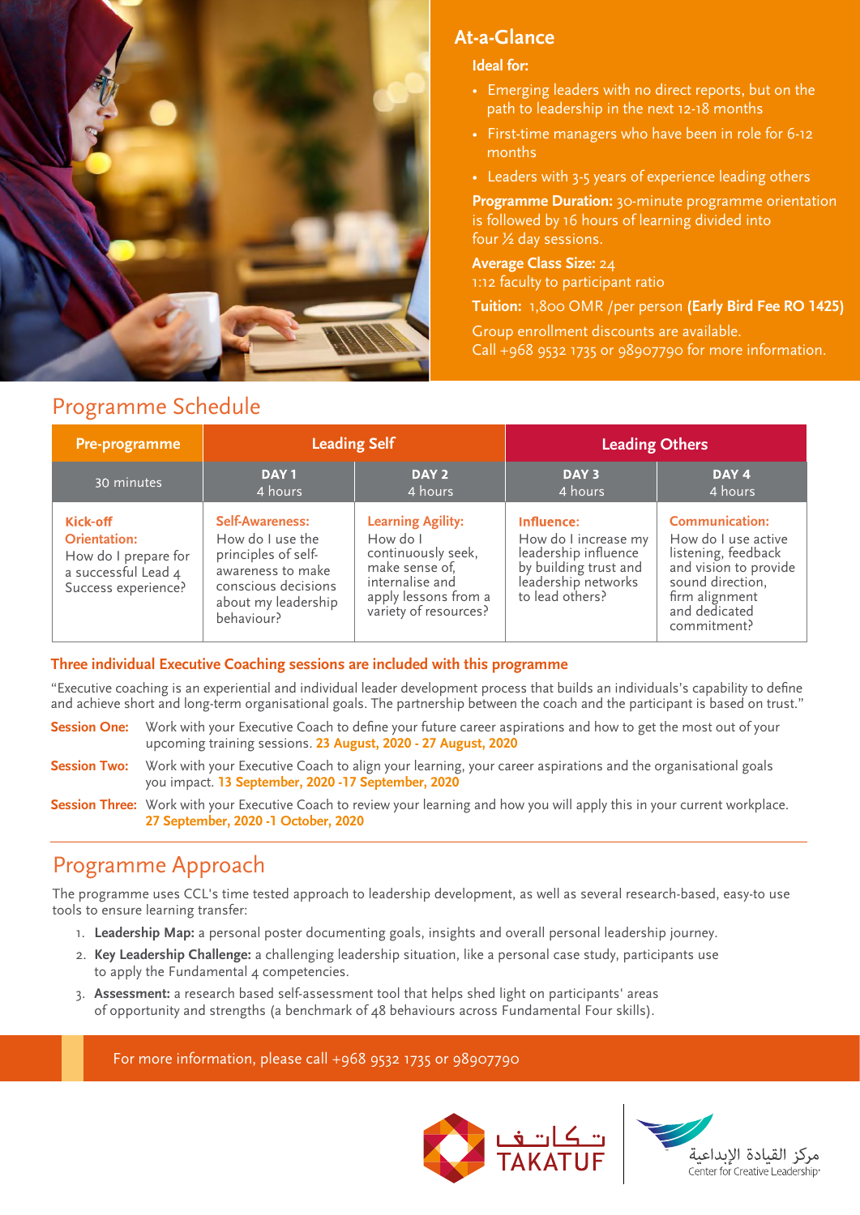## At-a-Glance

**Ideal for:**

- Emerging leaders with no direct reports, but on the path to leadership in the next 12-18 months
- First-time managers who have been in role for 6-12 months
- Leaders with 3-5 years of experience leading others

**Programme Duration:** 30-minute programme orientation is followed by 16 hours of learning divided into four ½ day sessions.

**Average Class Size:** 24
1:12 faculty to participant ratio

**Tuition:** 1,800 OMR /per person **(Early Bird Fee RO 1425)**

Group enrollment discounts are available.
Call +968 9532 1735 or 98907790 for more information.

# Programme Schedule

| Pre-programme | Leading Self | | Leading Others | |
|---|---|---|---|---|
| 30 minutes | DAY 1<br>4 hours | DAY 2<br>4 hours | DAY 3<br>4 hours | DAY 4<br>4 hours |
| **Kick-off Orientation:** How do I prepare for a successful Lead 4 Success experience? | **Self-Awareness:** How do I use the principles of self-awareness to make conscious decisions about my leadership behaviour? | **Learning Agility:** How do I continuously seek, make sense of, internalise and apply lessons from a variety of resources? | **Influence:** How do I increase my leadership influence by building trust and leadership networks to lead others? | **Communication:** How do I use active listening, feedback and vision to provide sound direction, firm alignment and dedicated commitment? |

**Three individual Executive Coaching sessions are included with this programme**

"Executive coaching is an experiential and individual leader development process that builds an individuals's capability to define and achieve short and long-term organisational goals. The partnership between the coach and the participant is based on trust."

**Session One:** Work with your Executive Coach to define your future career aspirations and how to get the most out of your upcoming training sessions. **23 August, 2020 - 27 August, 2020**

**Session Two:** Work with your Executive Coach to align your learning, your career aspirations and the organisational goals you impact. **13 September, 2020 -17 September, 2020**

**Session Three:** Work with your Executive Coach to review your learning and how you will apply this in your current workplace. **27 September, 2020 -1 October, 2020**

# Programme Approach

The programme uses CCL's time tested approach to leadership development, as well as several research-based, easy-to use tools to ensure learning transfer:

1. **Leadership Map:** a personal poster documenting goals, insights and overall personal leadership journey.
2. **Key Leadership Challenge:** a challenging leadership situation, like a personal case study, participants use to apply the Fundamental 4 competencies.
3. **Assessment:** a research based self-assessment tool that helps shed light on participants' areas of opportunity and strengths (a benchmark of 48 behaviours across Fundamental Four skills).

For more information, please call +968 9532 1735 or 98907790

تكاتف TAKATUF

مركز القيادة الإبداعية Center for Creative Leadership